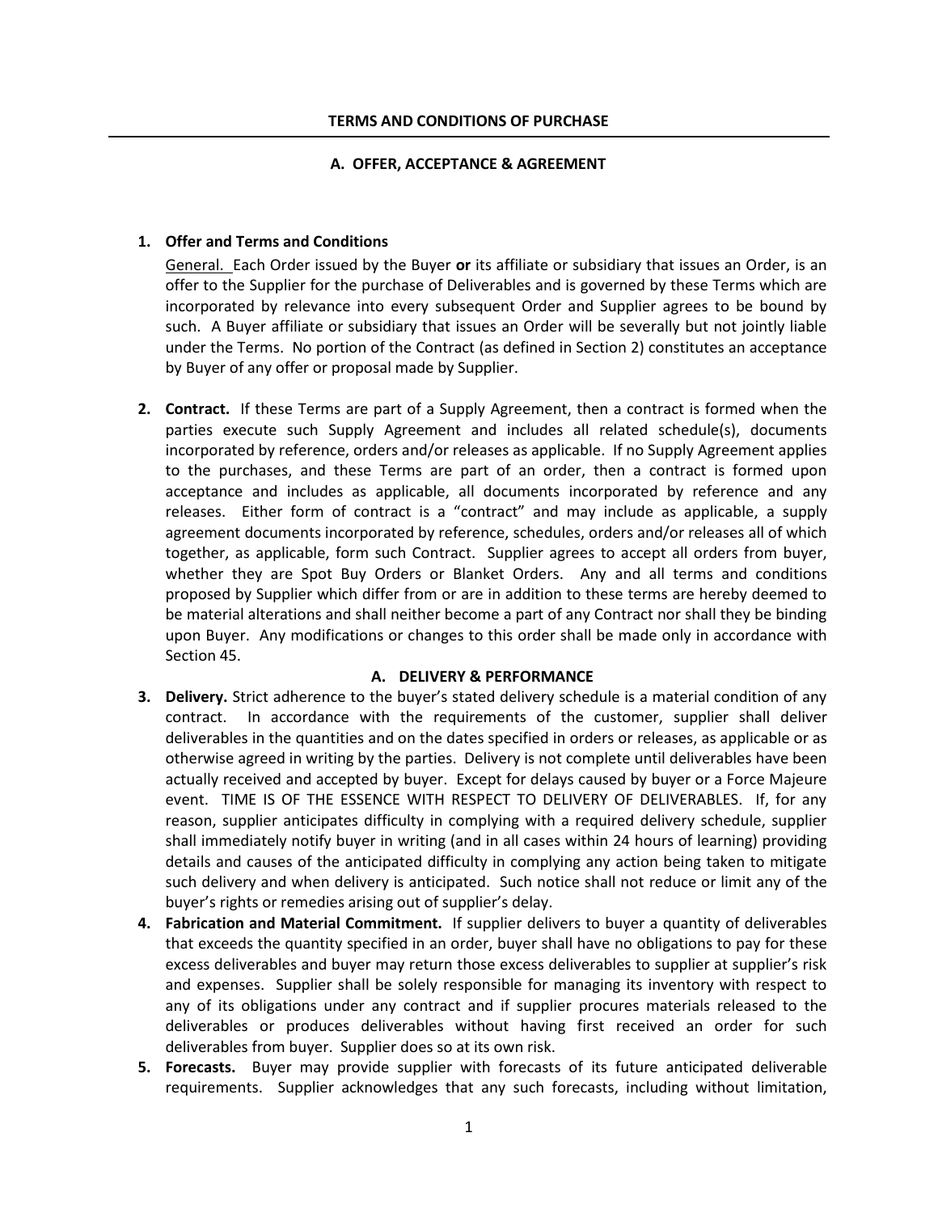**TERMS AND CONDITIONS OF PURCHASE**

## A. OFFER, ACCEPTANCE & AGREEMENT

1. **Offer and Terms and Conditions**

   General. Each Order issued by the Buyer **or** its affiliate or subsidiary that issues an Order, is an offer to the Supplier for the purchase of Deliverables and is governed by these Terms which are incorporated by relevance into every subsequent Order and Supplier agrees to be bound by such. A Buyer affiliate or subsidiary that issues an Order will be severally but not jointly liable under the Terms. No portion of the Contract (as defined in Section 2) constitutes an acceptance by Buyer of any offer or proposal made by Supplier.

2. **Contract.** If these Terms are part of a Supply Agreement, then a contract is formed when the parties execute such Supply Agreement and includes all related schedule(s), documents incorporated by reference, orders and/or releases as applicable. If no Supply Agreement applies to the purchases, and these Terms are part of an order, then a contract is formed upon acceptance and includes as applicable, all documents incorporated by reference and any releases. Either form of contract is a "contract" and may include as applicable, a supply agreement documents incorporated by reference, schedules, orders and/or releases all of which together, as applicable, form such Contract. Supplier agrees to accept all orders from buyer, whether they are Spot Buy Orders or Blanket Orders. Any and all terms and conditions proposed by Supplier which differ from or are in addition to these terms are hereby deemed to be material alterations and shall neither become a part of any Contract nor shall they be binding upon Buyer. Any modifications or changes to this order shall be made only in accordance with Section 45.

## A. DELIVERY & PERFORMANCE

3. **Delivery.** Strict adherence to the buyer's stated delivery schedule is a material condition of any contract. In accordance with the requirements of the customer, supplier shall deliver deliverables in the quantities and on the dates specified in orders or releases, as applicable or as otherwise agreed in writing by the parties. Delivery is not complete until deliverables have been actually received and accepted by buyer. Except for delays caused by buyer or a Force Majeure event. TIME IS OF THE ESSENCE WITH RESPECT TO DELIVERY OF DELIVERABLES. If, for any reason, supplier anticipates difficulty in complying with a required delivery schedule, supplier shall immediately notify buyer in writing (and in all cases within 24 hours of learning) providing details and causes of the anticipated difficulty in complying any action being taken to mitigate such delivery and when delivery is anticipated. Such notice shall not reduce or limit any of the buyer's rights or remedies arising out of supplier's delay.

4. **Fabrication and Material Commitment.** If supplier delivers to buyer a quantity of deliverables that exceeds the quantity specified in an order, buyer shall have no obligations to pay for these excess deliverables and buyer may return those excess deliverables to supplier at supplier's risk and expenses. Supplier shall be solely responsible for managing its inventory with respect to any of its obligations under any contract and if supplier procures materials released to the deliverables or produces deliverables without having first received an order for such deliverables from buyer. Supplier does so at its own risk.

5. **Forecasts.** Buyer may provide supplier with forecasts of its future anticipated deliverable requirements. Supplier acknowledges that any such forecasts, including without limitation,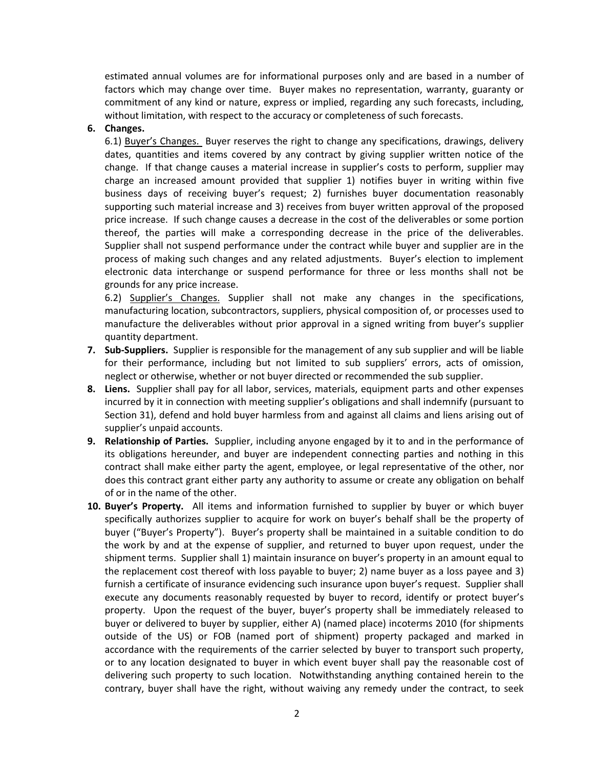estimated annual volumes are for informational purposes only and are based in a number of factors which may change over time. Buyer makes no representation, warranty, guaranty or commitment of any kind or nature, express or implied, regarding any such forecasts, including, without limitation, with respect to the accuracy or completeness of such forecasts.

6. **Changes.**

   6.1) Buyer's Changes. Buyer reserves the right to change any specifications, drawings, delivery dates, quantities and items covered by any contract by giving supplier written notice of the change. If that change causes a material increase in supplier's costs to perform, supplier may charge an increased amount provided that supplier 1) notifies buyer in writing within five business days of receiving buyer's request; 2) furnishes buyer documentation reasonably supporting such material increase and 3) receives from buyer written approval of the proposed price increase. If such change causes a decrease in the cost of the deliverables or some portion thereof, the parties will make a corresponding decrease in the price of the deliverables. Supplier shall not suspend performance under the contract while buyer and supplier are in the process of making such changes and any related adjustments. Buyer's election to implement electronic data interchange or suspend performance for three or less months shall not be grounds for any price increase.

   6.2) Supplier's Changes. Supplier shall not make any changes in the specifications, manufacturing location, subcontractors, suppliers, physical composition of, or processes used to manufacture the deliverables without prior approval in a signed writing from buyer's supplier quantity department.

7. **Sub-Suppliers.** Supplier is responsible for the management of any sub supplier and will be liable for their performance, including but not limited to sub suppliers' errors, acts of omission, neglect or otherwise, whether or not buyer directed or recommended the sub supplier.

8. **Liens.** Supplier shall pay for all labor, services, materials, equipment parts and other expenses incurred by it in connection with meeting supplier's obligations and shall indemnify (pursuant to Section 31), defend and hold buyer harmless from and against all claims and liens arising out of supplier's unpaid accounts.

9. **Relationship of Parties.** Supplier, including anyone engaged by it to and in the performance of its obligations hereunder, and buyer are independent connecting parties and nothing in this contract shall make either party the agent, employee, or legal representative of the other, nor does this contract grant either party any authority to assume or create any obligation on behalf of or in the name of the other.

10. **Buyer's Property.** All items and information furnished to supplier by buyer or which buyer specifically authorizes supplier to acquire for work on buyer's behalf shall be the property of buyer ("Buyer's Property"). Buyer's property shall be maintained in a suitable condition to do the work by and at the expense of supplier, and returned to buyer upon request, under the shipment terms. Supplier shall 1) maintain insurance on buyer's property in an amount equal to the replacement cost thereof with loss payable to buyer; 2) name buyer as a loss payee and 3) furnish a certificate of insurance evidencing such insurance upon buyer's request. Supplier shall execute any documents reasonably requested by buyer to record, identify or protect buyer's property. Upon the request of the buyer, buyer's property shall be immediately released to buyer or delivered to buyer by supplier, either A) (named place) incoterms 2010 (for shipments outside of the US) or FOB (named port of shipment) property packaged and marked in accordance with the requirements of the carrier selected by buyer to transport such property, or to any location designated to buyer in which event buyer shall pay the reasonable cost of delivering such property to such location. Notwithstanding anything contained herein to the contrary, buyer shall have the right, without waiving any remedy under the contract, to seek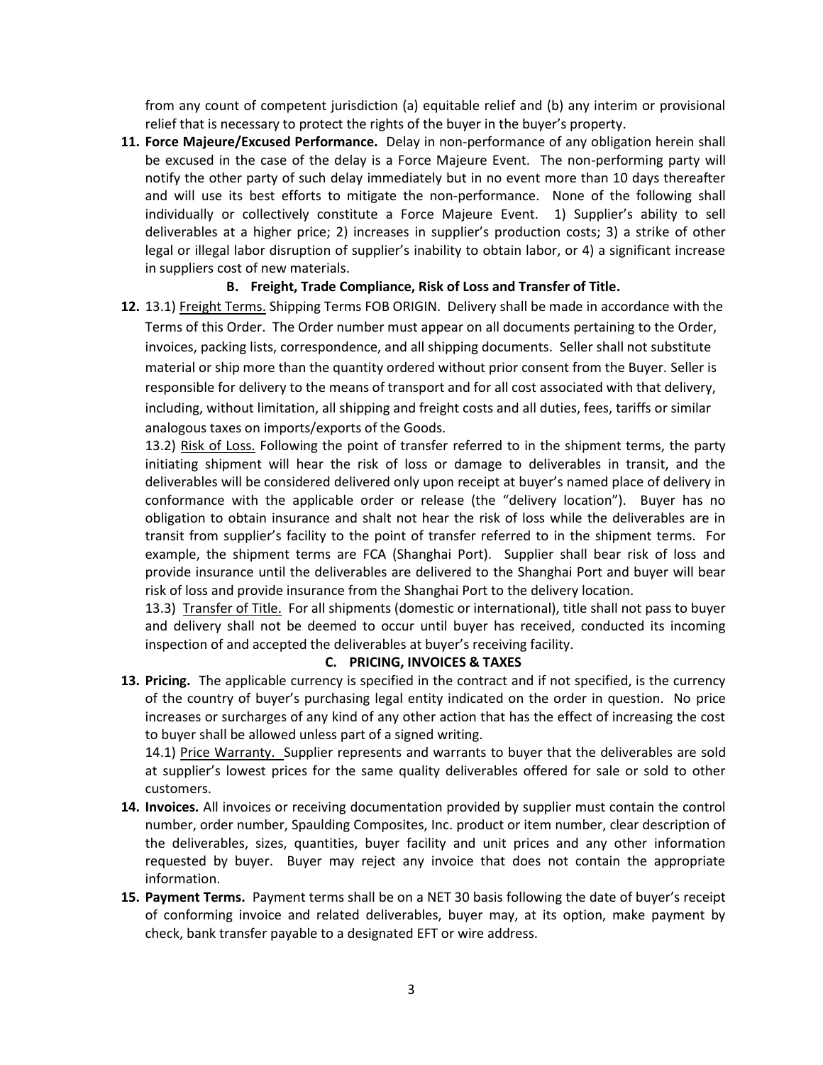from any count of competent jurisdiction (a) equitable relief and (b) any interim or provisional relief that is necessary to protect the rights of the buyer in the buyer's property.

**11. Force Majeure/Excused Performance.** Delay in non-performance of any obligation herein shall be excused in the case of the delay is a Force Majeure Event. The non-performing party will notify the other party of such delay immediately but in no event more than 10 days thereafter and will use its best efforts to mitigate the non-performance. None of the following shall individually or collectively constitute a Force Majeure Event. 1) Supplier's ability to sell deliverables at a higher price; 2) increases in supplier's production costs; 3) a strike of other legal or illegal labor disruption of supplier's inability to obtain labor, or 4) a significant increase in suppliers cost of new materials.

**B. Freight, Trade Compliance, Risk of Loss and Transfer of Title.**

**12.** 13.1) Freight Terms. Shipping Terms FOB ORIGIN. Delivery shall be made in accordance with the Terms of this Order. The Order number must appear on all documents pertaining to the Order, invoices, packing lists, correspondence, and all shipping documents. Seller shall not substitute material or ship more than the quantity ordered without prior consent from the Buyer. Seller is responsible for delivery to the means of transport and for all cost associated with that delivery, including, without limitation, all shipping and freight costs and all duties, fees, tariffs or similar analogous taxes on imports/exports of the Goods.

13.2) Risk of Loss. Following the point of transfer referred to in the shipment terms, the party initiating shipment will hear the risk of loss or damage to deliverables in transit, and the deliverables will be considered delivered only upon receipt at buyer's named place of delivery in conformance with the applicable order or release (the "delivery location"). Buyer has no obligation to obtain insurance and shalt not hear the risk of loss while the deliverables are in transit from supplier's facility to the point of transfer referred to in the shipment terms. For example, the shipment terms are FCA (Shanghai Port). Supplier shall bear risk of loss and provide insurance until the deliverables are delivered to the Shanghai Port and buyer will bear risk of loss and provide insurance from the Shanghai Port to the delivery location.

13.3) Transfer of Title. For all shipments (domestic or international), title shall not pass to buyer and delivery shall not be deemed to occur until buyer has received, conducted its incoming inspection of and accepted the deliverables at buyer's receiving facility.

**C. PRICING, INVOICES & TAXES**

**13. Pricing.** The applicable currency is specified in the contract and if not specified, is the currency of the country of buyer's purchasing legal entity indicated on the order in question. No price increases or surcharges of any kind of any other action that has the effect of increasing the cost to buyer shall be allowed unless part of a signed writing.

14.1) Price Warranty. Supplier represents and warrants to buyer that the deliverables are sold at supplier's lowest prices for the same quality deliverables offered for sale or sold to other customers.

**14. Invoices.** All invoices or receiving documentation provided by supplier must contain the control number, order number, Spaulding Composites, Inc. product or item number, clear description of the deliverables, sizes, quantities, buyer facility and unit prices and any other information requested by buyer. Buyer may reject any invoice that does not contain the appropriate information.

**15. Payment Terms.** Payment terms shall be on a NET 30 basis following the date of buyer's receipt of conforming invoice and related deliverables, buyer may, at its option, make payment by check, bank transfer payable to a designated EFT or wire address.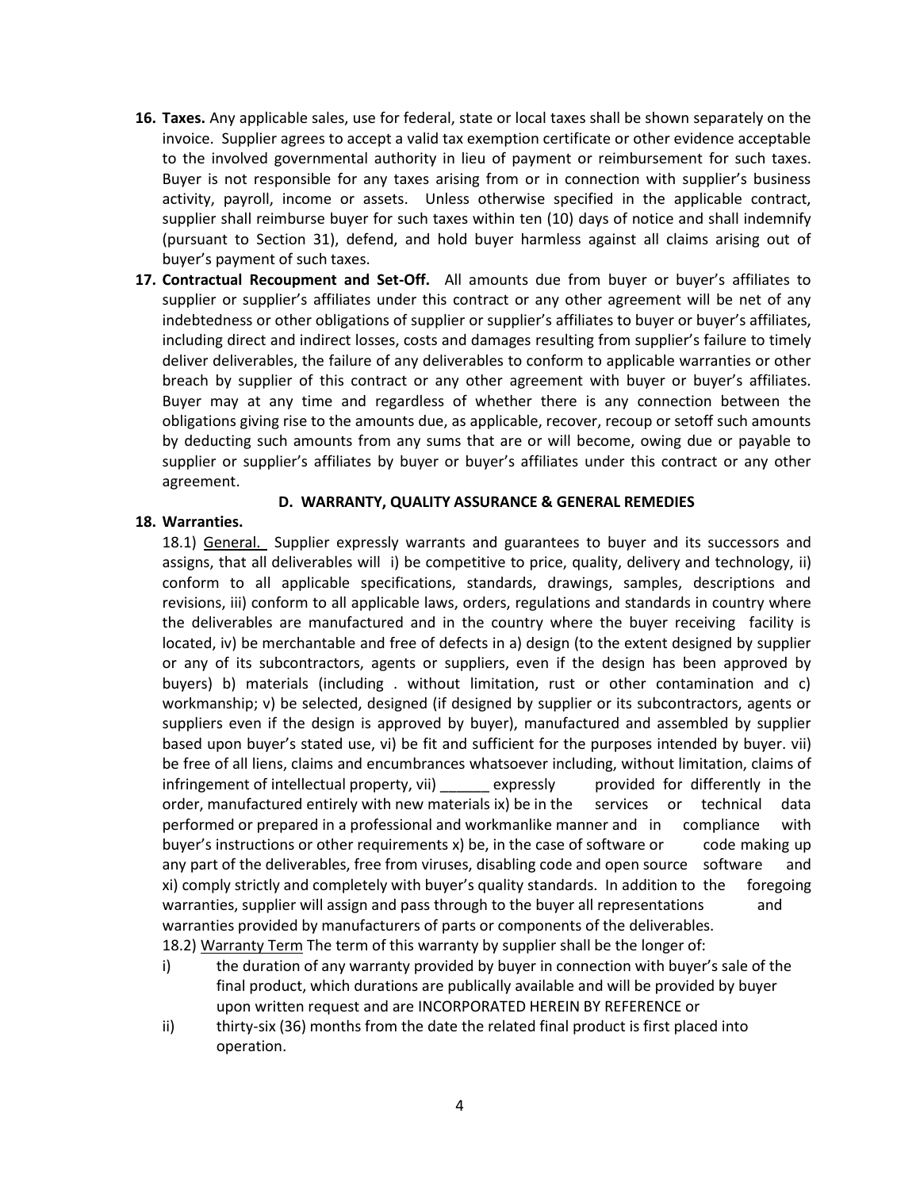16. **Taxes.** Any applicable sales, use for federal, state or local taxes shall be shown separately on the invoice. Supplier agrees to accept a valid tax exemption certificate or other evidence acceptable to the involved governmental authority in lieu of payment or reimbursement for such taxes. Buyer is not responsible for any taxes arising from or in connection with supplier's business activity, payroll, income or assets. Unless otherwise specified in the applicable contract, supplier shall reimburse buyer for such taxes within ten (10) days of notice and shall indemnify (pursuant to Section 31), defend, and hold buyer harmless against all claims arising out of buyer's payment of such taxes.
17. **Contractual Recoupment and Set-Off.** All amounts due from buyer or buyer's affiliates to supplier or supplier's affiliates under this contract or any other agreement will be net of any indebtedness or other obligations of supplier or supplier's affiliates to buyer or buyer's affiliates, including direct and indirect losses, costs and damages resulting from supplier's failure to timely deliver deliverables, the failure of any deliverables to conform to applicable warranties or other breach by supplier of this contract or any other agreement with buyer or buyer's affiliates. Buyer may at any time and regardless of whether there is any connection between the obligations giving rise to the amounts due, as applicable, recover, recoup or setoff such amounts by deducting such amounts from any sums that are or will become, owing due or payable to supplier or supplier's affiliates by buyer or buyer's affiliates under this contract or any other agreement.

## D. WARRANTY, QUALITY ASSURANCE & GENERAL REMEDIES

18. **Warranties.**

18.1) General. Supplier expressly warrants and guarantees to buyer and its successors and assigns, that all deliverables will i) be competitive to price, quality, delivery and technology, ii) conform to all applicable specifications, standards, drawings, samples, descriptions and revisions, iii) conform to all applicable laws, orders, regulations and standards in country where the deliverables are manufactured and in the country where the buyer receiving facility is located, iv) be merchantable and free of defects in a) design (to the extent designed by supplier or any of its subcontractors, agents or suppliers, even if the design has been approved by buyers) b) materials (including . without limitation, rust or other contamination and c) workmanship; v) be selected, designed (if designed by supplier or its subcontractors, agents or suppliers even if the design is approved by buyer), manufactured and assembled by supplier based upon buyer's stated use, vi) be fit and sufficient for the purposes intended by buyer. vii) be free of all liens, claims and encumbrances whatsoever including, without limitation, claims of infringement of intellectual property, vii) ______ expressly provided for differently in the order, manufactured entirely with new materials ix) be in the services or technical data performed or prepared in a professional and workmanlike manner and in compliance with buyer's instructions or other requirements x) be, in the case of software or code making up any part of the deliverables, free from viruses, disabling code and open source software and xi) comply strictly and completely with buyer's quality standards. In addition to the foregoing warranties, supplier will assign and pass through to the buyer all representations and warranties provided by manufacturers of parts or components of the deliverables.

18.2) Warranty Term The term of this warranty by supplier shall be the longer of:

i) the duration of any warranty provided by buyer in connection with buyer's sale of the final product, which durations are publically available and will be provided by buyer upon written request and are INCORPORATED HEREIN BY REFERENCE or

ii) thirty-six (36) months from the date the related final product is first placed into operation.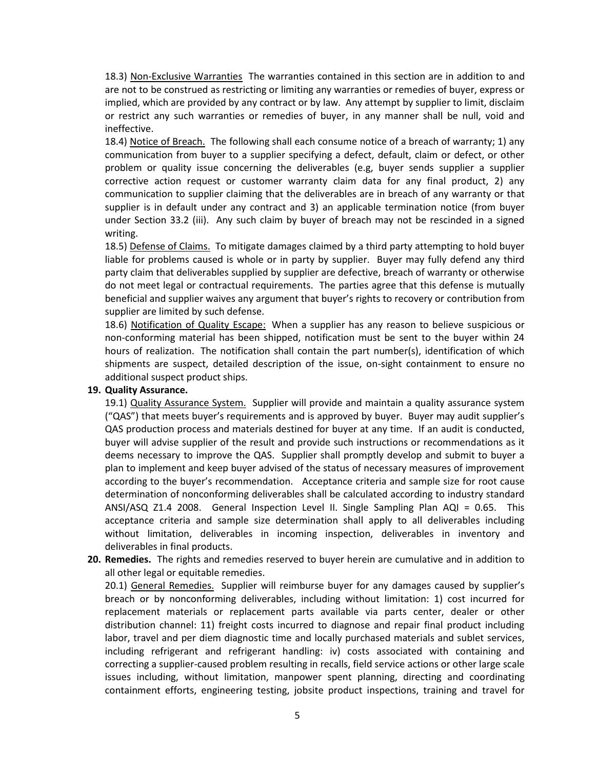18.3) <u>Non-Exclusive Warranties</u> The warranties contained in this section are in addition to and are not to be construed as restricting or limiting any warranties or remedies of buyer, express or implied, which are provided by any contract or by law. Any attempt by supplier to limit, disclaim or restrict any such warranties or remedies of buyer, in any manner shall be null, void and ineffective.

18.4) <u>Notice of Breach.</u> The following shall each consume notice of a breach of warranty; 1) any communication from buyer to a supplier specifying a defect, default, claim or defect, or other problem or quality issue concerning the deliverables (e.g, buyer sends supplier a supplier corrective action request or customer warranty claim data for any final product, 2) any communication to supplier claiming that the deliverables are in breach of any warranty or that supplier is in default under any contract and 3) an applicable termination notice (from buyer under Section 33.2 (iii). Any such claim by buyer of breach may not be rescinded in a signed writing.

18.5) <u>Defense of Claims.</u> To mitigate damages claimed by a third party attempting to hold buyer liable for problems caused is whole or in party by supplier. Buyer may fully defend any third party claim that deliverables supplied by supplier are defective, breach of warranty or otherwise do not meet legal or contractual requirements. The parties agree that this defense is mutually beneficial and supplier waives any argument that buyer's rights to recovery or contribution from supplier are limited by such defense.

18.6) <u>Notification of Quality Escape:</u> When a supplier has any reason to believe suspicious or non-conforming material has been shipped, notification must be sent to the buyer within 24 hours of realization. The notification shall contain the part number(s), identification of which shipments are suspect, detailed description of the issue, on-sight containment to ensure no additional suspect product ships.

**19. Quality Assurance.**

19.1) <u>Quality Assurance System.</u> Supplier will provide and maintain a quality assurance system ("QAS") that meets buyer's requirements and is approved by buyer. Buyer may audit supplier's QAS production process and materials destined for buyer at any time. If an audit is conducted, buyer will advise supplier of the result and provide such instructions or recommendations as it deems necessary to improve the QAS. Supplier shall promptly develop and submit to buyer a plan to implement and keep buyer advised of the status of necessary measures of improvement according to the buyer's recommendation. Acceptance criteria and sample size for root cause determination of nonconforming deliverables shall be calculated according to industry standard ANSI/ASQ Z1.4 2008. General Inspection Level II. Single Sampling Plan AQI = 0.65. This acceptance criteria and sample size determination shall apply to all deliverables including without limitation, deliverables in incoming inspection, deliverables in inventory and deliverables in final products.

**20. Remedies.** The rights and remedies reserved to buyer herein are cumulative and in addition to all other legal or equitable remedies.

20.1) <u>General Remedies.</u> Supplier will reimburse buyer for any damages caused by supplier's breach or by nonconforming deliverables, including without limitation: 1) cost incurred for replacement materials or replacement parts available via parts center, dealer or other distribution channel: 11) freight costs incurred to diagnose and repair final product including labor, travel and per diem diagnostic time and locally purchased materials and sublet services, including refrigerant and refrigerant handling: iv) costs associated with containing and correcting a supplier-caused problem resulting in recalls, field service actions or other large scale issues including, without limitation, manpower spent planning, directing and coordinating containment efforts, engineering testing, jobsite product inspections, training and travel for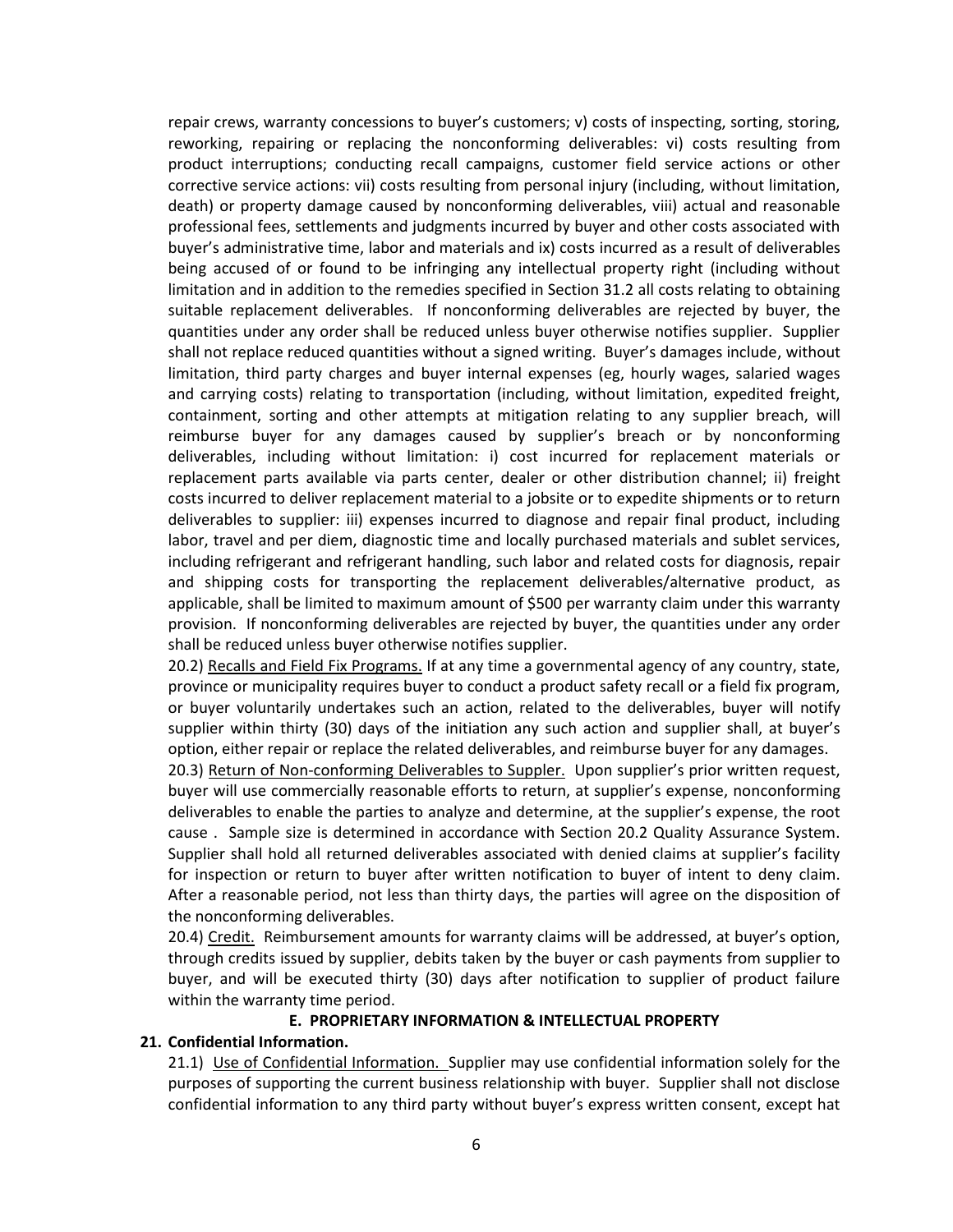repair crews, warranty concessions to buyer's customers; v) costs of inspecting, sorting, storing, reworking, repairing or replacing the nonconforming deliverables: vi) costs resulting from product interruptions; conducting recall campaigns, customer field service actions or other corrective service actions: vii) costs resulting from personal injury (including, without limitation, death) or property damage caused by nonconforming deliverables, viii) actual and reasonable professional fees, settlements and judgments incurred by buyer and other costs associated with buyer's administrative time, labor and materials and ix) costs incurred as a result of deliverables being accused of or found to be infringing any intellectual property right (including without limitation and in addition to the remedies specified in Section 31.2 all costs relating to obtaining suitable replacement deliverables. If nonconforming deliverables are rejected by buyer, the quantities under any order shall be reduced unless buyer otherwise notifies supplier. Supplier shall not replace reduced quantities without a signed writing. Buyer's damages include, without limitation, third party charges and buyer internal expenses (eg, hourly wages, salaried wages and carrying costs) relating to transportation (including, without limitation, expedited freight, containment, sorting and other attempts at mitigation relating to any supplier breach, will reimburse buyer for any damages caused by supplier's breach or by nonconforming deliverables, including without limitation: i) cost incurred for replacement materials or replacement parts available via parts center, dealer or other distribution channel; ii) freight costs incurred to deliver replacement material to a jobsite or to expedite shipments or to return deliverables to supplier: iii) expenses incurred to diagnose and repair final product, including labor, travel and per diem, diagnostic time and locally purchased materials and sublet services, including refrigerant and refrigerant handling, such labor and related costs for diagnosis, repair and shipping costs for transporting the replacement deliverables/alternative product, as applicable, shall be limited to maximum amount of $500 per warranty claim under this warranty provision. If nonconforming deliverables are rejected by buyer, the quantities under any order shall be reduced unless buyer otherwise notifies supplier.

20.2) Recalls and Field Fix Programs. If at any time a governmental agency of any country, state, province or municipality requires buyer to conduct a product safety recall or a field fix program, or buyer voluntarily undertakes such an action, related to the deliverables, buyer will notify supplier within thirty (30) days of the initiation any such action and supplier shall, at buyer's option, either repair or replace the related deliverables, and reimburse buyer for any damages.

20.3) Return of Non-conforming Deliverables to Suppler. Upon supplier's prior written request, buyer will use commercially reasonable efforts to return, at supplier's expense, nonconforming deliverables to enable the parties to analyze and determine, at the supplier's expense, the root cause . Sample size is determined in accordance with Section 20.2 Quality Assurance System. Supplier shall hold all returned deliverables associated with denied claims at supplier's facility for inspection or return to buyer after written notification to buyer of intent to deny claim. After a reasonable period, not less than thirty days, the parties will agree on the disposition of the nonconforming deliverables.

20.4) Credit. Reimbursement amounts for warranty claims will be addressed, at buyer's option, through credits issued by supplier, debits taken by the buyer or cash payments from supplier to buyer, and will be executed thirty (30) days after notification to supplier of product failure within the warranty time period.

## E. PROPRIETARY INFORMATION & INTELLECTUAL PROPERTY

### 21. Confidential Information.

21.1) Use of Confidential Information. Supplier may use confidential information solely for the purposes of supporting the current business relationship with buyer. Supplier shall not disclose confidential information to any third party without buyer's express written consent, except hat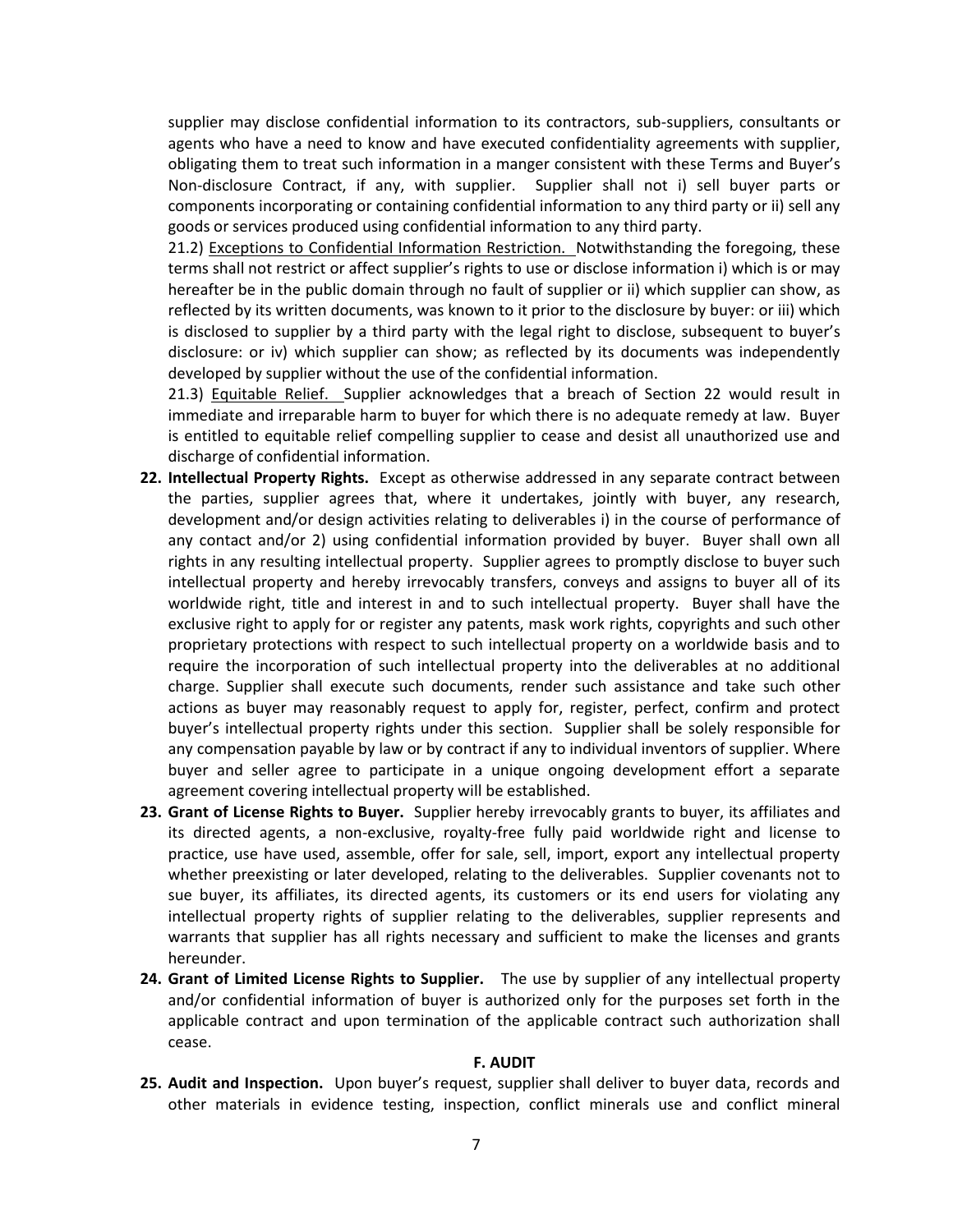supplier may disclose confidential information to its contractors, sub-suppliers, consultants or agents who have a need to know and have executed confidentiality agreements with supplier, obligating them to treat such information in a manger consistent with these Terms and Buyer's Non-disclosure Contract, if any, with supplier. Supplier shall not i) sell buyer parts or components incorporating or containing confidential information to any third party or ii) sell any goods or services produced using confidential information to any third party.

21.2) Exceptions to Confidential Information Restriction. Notwithstanding the foregoing, these terms shall not restrict or affect supplier's rights to use or disclose information i) which is or may hereafter be in the public domain through no fault of supplier or ii) which supplier can show, as reflected by its written documents, was known to it prior to the disclosure by buyer: or iii) which is disclosed to supplier by a third party with the legal right to disclose, subsequent to buyer's disclosure: or iv) which supplier can show; as reflected by its documents was independently developed by supplier without the use of the confidential information.

21.3) Equitable Relief. Supplier acknowledges that a breach of Section 22 would result in immediate and irreparable harm to buyer for which there is no adequate remedy at law. Buyer is entitled to equitable relief compelling supplier to cease and desist all unauthorized use and discharge of confidential information.

22. **Intellectual Property Rights.** Except as otherwise addressed in any separate contract between the parties, supplier agrees that, where it undertakes, jointly with buyer, any research, development and/or design activities relating to deliverables i) in the course of performance of any contact and/or 2) using confidential information provided by buyer. Buyer shall own all rights in any resulting intellectual property. Supplier agrees to promptly disclose to buyer such intellectual property and hereby irrevocably transfers, conveys and assigns to buyer all of its worldwide right, title and interest in and to such intellectual property. Buyer shall have the exclusive right to apply for or register any patents, mask work rights, copyrights and such other proprietary protections with respect to such intellectual property on a worldwide basis and to require the incorporation of such intellectual property into the deliverables at no additional charge. Supplier shall execute such documents, render such assistance and take such other actions as buyer may reasonably request to apply for, register, perfect, confirm and protect buyer's intellectual property rights under this section. Supplier shall be solely responsible for any compensation payable by law or by contract if any to individual inventors of supplier. Where buyer and seller agree to participate in a unique ongoing development effort a separate agreement covering intellectual property will be established.
23. **Grant of License Rights to Buyer.** Supplier hereby irrevocably grants to buyer, its affiliates and its directed agents, a non-exclusive, royalty-free fully paid worldwide right and license to practice, use have used, assemble, offer for sale, sell, import, export any intellectual property whether preexisting or later developed, relating to the deliverables. Supplier covenants not to sue buyer, its affiliates, its directed agents, its customers or its end users for violating any intellectual property rights of supplier relating to the deliverables, supplier represents and warrants that supplier has all rights necessary and sufficient to make the licenses and grants hereunder.
24. **Grant of Limited License Rights to Supplier.** The use by supplier of any intellectual property and/or confidential information of buyer is authorized only for the purposes set forth in the applicable contract and upon termination of the applicable contract such authorization shall cease.

**F. AUDIT**

25. **Audit and Inspection.** Upon buyer's request, supplier shall deliver to buyer data, records and other materials in evidence testing, inspection, conflict minerals use and conflict mineral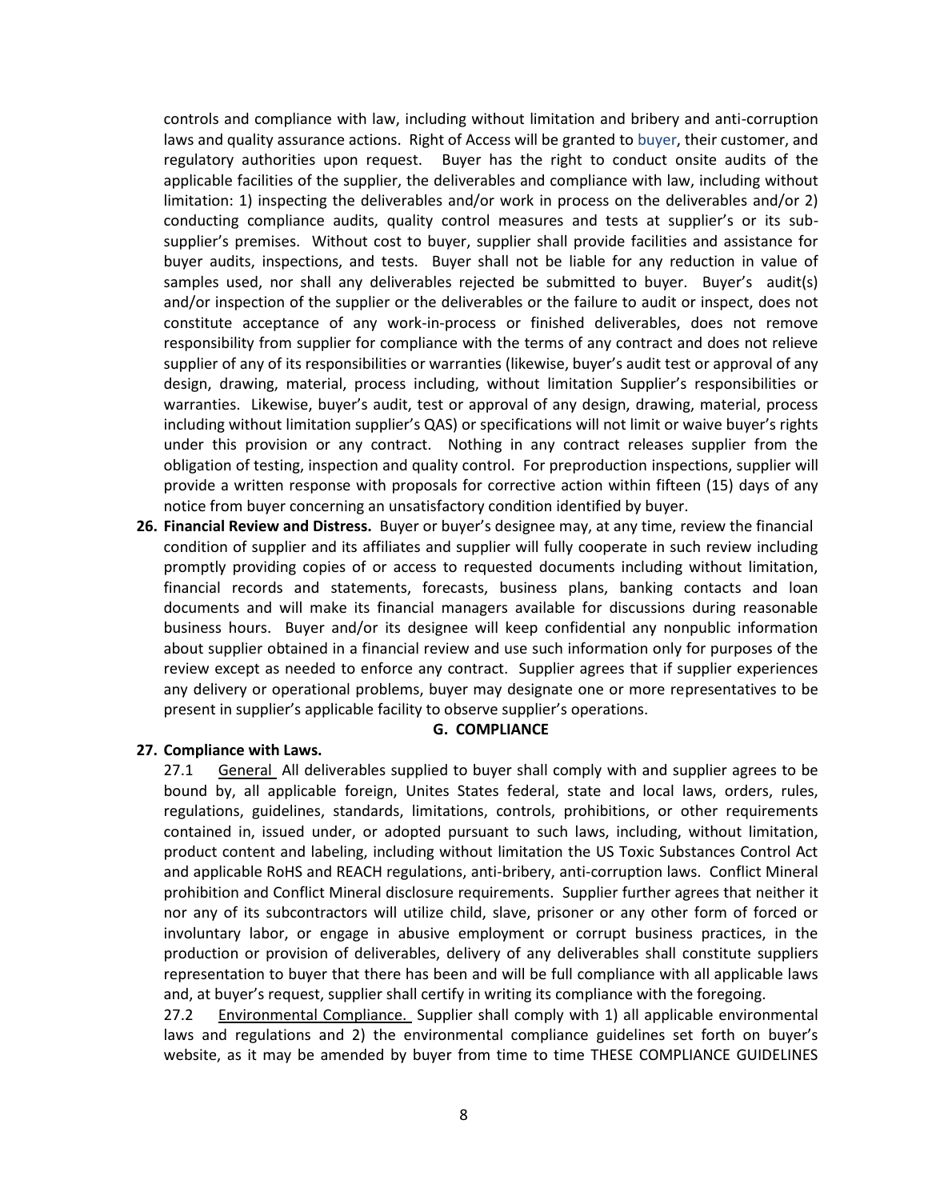controls and compliance with law, including without limitation and bribery and anti-corruption laws and quality assurance actions. Right of Access will be granted to buyer, their customer, and regulatory authorities upon request. Buyer has the right to conduct onsite audits of the applicable facilities of the supplier, the deliverables and compliance with law, including without limitation: 1) inspecting the deliverables and/or work in process on the deliverables and/or 2) conducting compliance audits, quality control measures and tests at supplier's or its sub-supplier's premises. Without cost to buyer, supplier shall provide facilities and assistance for buyer audits, inspections, and tests. Buyer shall not be liable for any reduction in value of samples used, nor shall any deliverables rejected be submitted to buyer. Buyer's audit(s) and/or inspection of the supplier or the deliverables or the failure to audit or inspect, does not constitute acceptance of any work-in-process or finished deliverables, does not remove responsibility from supplier for compliance with the terms of any contract and does not relieve supplier of any of its responsibilities or warranties (likewise, buyer's audit test or approval of any design, drawing, material, process including, without limitation Supplier's responsibilities or warranties. Likewise, buyer's audit, test or approval of any design, drawing, material, process including without limitation supplier's QAS) or specifications will not limit or waive buyer's rights under this provision or any contract. Nothing in any contract releases supplier from the obligation of testing, inspection and quality control. For preproduction inspections, supplier will provide a written response with proposals for corrective action within fifteen (15) days of any notice from buyer concerning an unsatisfactory condition identified by buyer.

**26. Financial Review and Distress.** Buyer or buyer's designee may, at any time, review the financial condition of supplier and its affiliates and supplier will fully cooperate in such review including promptly providing copies of or access to requested documents including without limitation, financial records and statements, forecasts, business plans, banking contacts and loan documents and will make its financial managers available for discussions during reasonable business hours. Buyer and/or its designee will keep confidential any nonpublic information about supplier obtained in a financial review and use such information only for purposes of the review except as needed to enforce any contract. Supplier agrees that if supplier experiences any delivery or operational problems, buyer may designate one or more representatives to be present in supplier's applicable facility to observe supplier's operations.

## G. COMPLIANCE

**27. Compliance with Laws.**

27.1 General All deliverables supplied to buyer shall comply with and supplier agrees to be bound by, all applicable foreign, Unites States federal, state and local laws, orders, rules, regulations, guidelines, standards, limitations, controls, prohibitions, or other requirements contained in, issued under, or adopted pursuant to such laws, including, without limitation, product content and labeling, including without limitation the US Toxic Substances Control Act and applicable RoHS and REACH regulations, anti-bribery, anti-corruption laws. Conflict Mineral prohibition and Conflict Mineral disclosure requirements. Supplier further agrees that neither it nor any of its subcontractors will utilize child, slave, prisoner or any other form of forced or involuntary labor, or engage in abusive employment or corrupt business practices, in the production or provision of deliverables, delivery of any deliverables shall constitute suppliers representation to buyer that there has been and will be full compliance with all applicable laws and, at buyer's request, supplier shall certify in writing its compliance with the foregoing.

27.2 Environmental Compliance. Supplier shall comply with 1) all applicable environmental laws and regulations and 2) the environmental compliance guidelines set forth on buyer's website, as it may be amended by buyer from time to time THESE COMPLIANCE GUIDELINES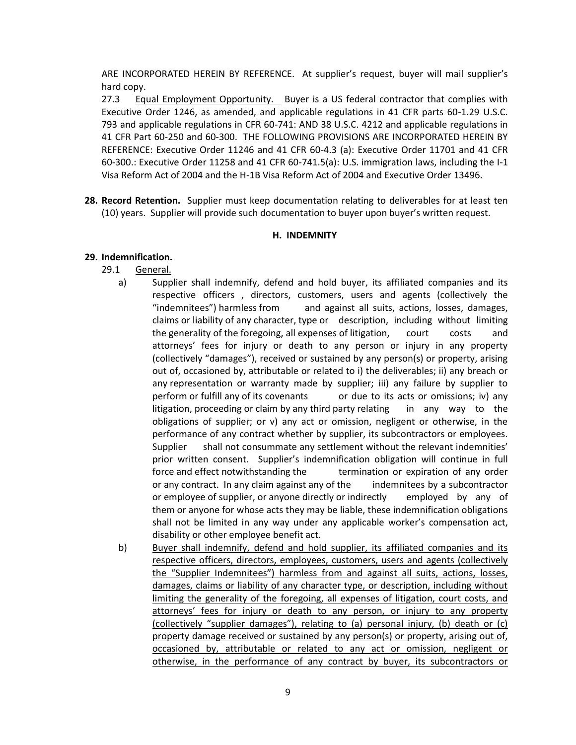ARE INCORPORATED HEREIN BY REFERENCE. At supplier's request, buyer will mail supplier's hard copy.

27.3 Equal Employment Opportunity. Buyer is a US federal contractor that complies with Executive Order 1246, as amended, and applicable regulations in 41 CFR parts 60-1.29 U.S.C. 793 and applicable regulations in CFR 60-741: AND 38 U.S.C. 4212 and applicable regulations in 41 CFR Part 60-250 and 60-300. THE FOLLOWING PROVISIONS ARE INCORPORATED HEREIN BY REFERENCE: Executive Order 11246 and 41 CFR 60-4.3 (a): Executive Order 11701 and 41 CFR 60-300.: Executive Order 11258 and 41 CFR 60-741.5(a): U.S. immigration laws, including the I-1 Visa Reform Act of 2004 and the H-1B Visa Reform Act of 2004 and Executive Order 13496.

**28. Record Retention.** Supplier must keep documentation relating to deliverables for at least ten (10) years. Supplier will provide such documentation to buyer upon buyer's written request.

## H. INDEMNITY

**29. Indemnification.**

29.1 General.

a) Supplier shall indemnify, defend and hold buyer, its affiliated companies and its respective officers , directors, customers, users and agents (collectively the "indemnitees") harmless from and against all suits, actions, losses, damages, claims or liability of any character, type or description, including without limiting the generality of the foregoing, all expenses of litigation, court costs and attorneys' fees for injury or death to any person or injury in any property (collectively "damages"), received or sustained by any person(s) or property, arising out of, occasioned by, attributable or related to i) the deliverables; ii) any breach or any representation or warranty made by supplier; iii) any failure by supplier to perform or fulfill any of its covenants or due to its acts or omissions; iv) any litigation, proceeding or claim by any third party relating in any way to the obligations of supplier; or v) any act or omission, negligent or otherwise, in the performance of any contract whether by supplier, its subcontractors or employees. Supplier shall not consummate any settlement without the relevant indemnities' prior written consent. Supplier's indemnification obligation will continue in full force and effect notwithstanding the termination or expiration of any order or any contract. In any claim against any of the indemnitees by a subcontractor or employee of supplier, or anyone directly or indirectly employed by any of them or anyone for whose acts they may be liable, these indemnification obligations shall not be limited in any way under any applicable worker's compensation act, disability or other employee benefit act.

b) Buyer shall indemnify, defend and hold supplier, its affiliated companies and its respective officers, directors, employees, customers, users and agents (collectively the "Supplier Indemnitees") harmless from and against all suits, actions, losses, damages, claims or liability of any character type, or description, including without limiting the generality of the foregoing, all expenses of litigation, court costs, and attorneys' fees for injury or death to any person, or injury to any property (collectively "supplier damages"), relating to (a) personal injury, (b) death or (c) property damage received or sustained by any person(s) or property, arising out of, occasioned by, attributable or related to any act or omission, negligent or otherwise, in the performance of any contract by buyer, its subcontractors or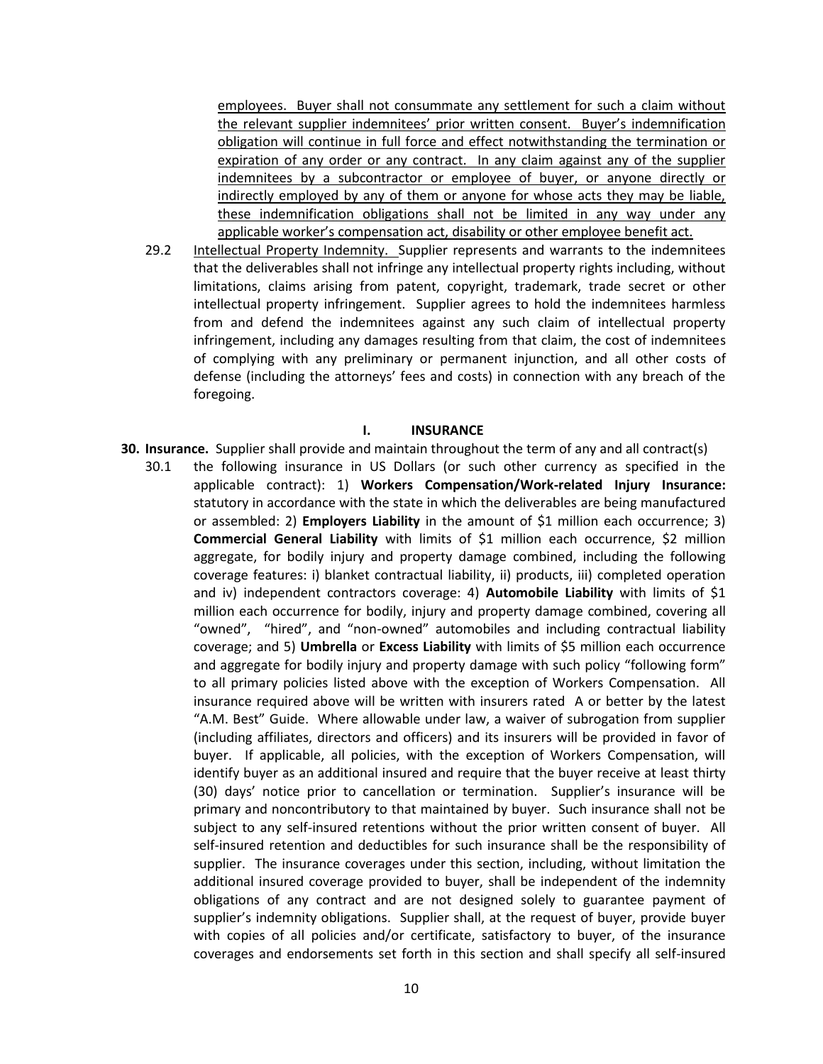<u>employees. Buyer shall not consummate any settlement for such a claim without the relevant supplier indemnitees' prior written consent. Buyer's indemnification obligation will continue in full force and effect notwithstanding the termination or expiration of any order or any contract. In any claim against any of the supplier indemnitees by a subcontractor or employee of buyer, or anyone directly or indirectly employed by any of them or anyone for whose acts they may be liable, these indemnification obligations shall not be limited in any way under any applicable worker's compensation act, disability or other employee benefit act.</u>

29.2 <u>Intellectual Property Indemnity.</u> Supplier represents and warrants to the indemnitees that the deliverables shall not infringe any intellectual property rights including, without limitations, claims arising from patent, copyright, trademark, trade secret or other intellectual property infringement. Supplier agrees to hold the indemnitees harmless from and defend the indemnitees against any such claim of intellectual property infringement, including any damages resulting from that claim, the cost of indemnitees of complying with any preliminary or permanent injunction, and all other costs of defense (including the attorneys' fees and costs) in connection with any breach of the foregoing.

## I. INSURANCE

**30. Insurance.** Supplier shall provide and maintain throughout the term of any and all contract(s)

30.1 the following insurance in US Dollars (or such other currency as specified in the applicable contract): 1) **Workers Compensation/Work-related Injury Insurance:** statutory in accordance with the state in which the deliverables are being manufactured or assembled: 2) **Employers Liability** in the amount of $1 million each occurrence; 3) **Commercial General Liability** with limits of $1 million each occurrence, $2 million aggregate, for bodily injury and property damage combined, including the following coverage features: i) blanket contractual liability, ii) products, iii) completed operation and iv) independent contractors coverage: 4) **Automobile Liability** with limits of $1 million each occurrence for bodily, injury and property damage combined, covering all "owned", "hired", and "non-owned" automobiles and including contractual liability coverage; and 5) **Umbrella** or **Excess Liability** with limits of $5 million each occurrence and aggregate for bodily injury and property damage with such policy "following form" to all primary policies listed above with the exception of Workers Compensation. All insurance required above will be written with insurers rated A or better by the latest "A.M. Best" Guide. Where allowable under law, a waiver of subrogation from supplier (including affiliates, directors and officers) and its insurers will be provided in favor of buyer. If applicable, all policies, with the exception of Workers Compensation, will identify buyer as an additional insured and require that the buyer receive at least thirty (30) days' notice prior to cancellation or termination. Supplier's insurance will be primary and noncontributory to that maintained by buyer. Such insurance shall not be subject to any self-insured retentions without the prior written consent of buyer. All self-insured retention and deductibles for such insurance shall be the responsibility of supplier. The insurance coverages under this section, including, without limitation the additional insured coverage provided to buyer, shall be independent of the indemnity obligations of any contract and are not designed solely to guarantee payment of supplier's indemnity obligations. Supplier shall, at the request of buyer, provide buyer with copies of all policies and/or certificate, satisfactory to buyer, of the insurance coverages and endorsements set forth in this section and shall specify all self-insured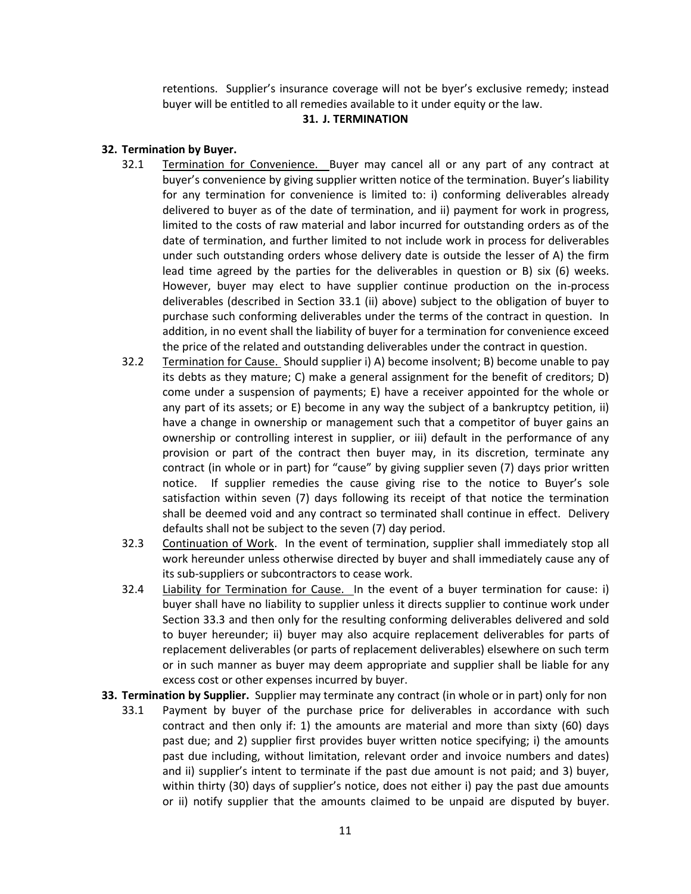retentions. Supplier's insurance coverage will not be byer's exclusive remedy; instead buyer will be entitled to all remedies available to it under equity or the law.

**31. J. TERMINATION**

**32. Termination by Buyer.**

32.1 Termination for Convenience. Buyer may cancel all or any part of any contract at buyer's convenience by giving supplier written notice of the termination. Buyer's liability for any termination for convenience is limited to: i) conforming deliverables already delivered to buyer as of the date of termination, and ii) payment for work in progress, limited to the costs of raw material and labor incurred for outstanding orders as of the date of termination, and further limited to not include work in process for deliverables under such outstanding orders whose delivery date is outside the lesser of A) the firm lead time agreed by the parties for the deliverables in question or B) six (6) weeks. However, buyer may elect to have supplier continue production on the in-process deliverables (described in Section 33.1 (ii) above) subject to the obligation of buyer to purchase such conforming deliverables under the terms of the contract in question. In addition, in no event shall the liability of buyer for a termination for convenience exceed the price of the related and outstanding deliverables under the contract in question.

32.2 Termination for Cause. Should supplier i) A) become insolvent; B) become unable to pay its debts as they mature; C) make a general assignment for the benefit of creditors; D) come under a suspension of payments; E) have a receiver appointed for the whole or any part of its assets; or E) become in any way the subject of a bankruptcy petition, ii) have a change in ownership or management such that a competitor of buyer gains an ownership or controlling interest in supplier, or iii) default in the performance of any provision or part of the contract then buyer may, in its discretion, terminate any contract (in whole or in part) for "cause" by giving supplier seven (7) days prior written notice. If supplier remedies the cause giving rise to the notice to Buyer's sole satisfaction within seven (7) days following its receipt of that notice the termination shall be deemed void and any contract so terminated shall continue in effect. Delivery defaults shall not be subject to the seven (7) day period.

32.3 Continuation of Work. In the event of termination, supplier shall immediately stop all work hereunder unless otherwise directed by buyer and shall immediately cause any of its sub-suppliers or subcontractors to cease work.

32.4 Liability for Termination for Cause. In the event of a buyer termination for cause: i) buyer shall have no liability to supplier unless it directs supplier to continue work under Section 33.3 and then only for the resulting conforming deliverables delivered and sold to buyer hereunder; ii) buyer may also acquire replacement deliverables for parts of replacement deliverables (or parts of replacement deliverables) elsewhere on such term or in such manner as buyer may deem appropriate and supplier shall be liable for any excess cost or other expenses incurred by buyer.

**33. Termination by Supplier.** Supplier may terminate any contract (in whole or in part) only for non

33.1 Payment by buyer of the purchase price for deliverables in accordance with such contract and then only if: 1) the amounts are material and more than sixty (60) days past due; and 2) supplier first provides buyer written notice specifying; i) the amounts past due including, without limitation, relevant order and invoice numbers and dates) and ii) supplier's intent to terminate if the past due amount is not paid; and 3) buyer, within thirty (30) days of supplier's notice, does not either i) pay the past due amounts or ii) notify supplier that the amounts claimed to be unpaid are disputed by buyer.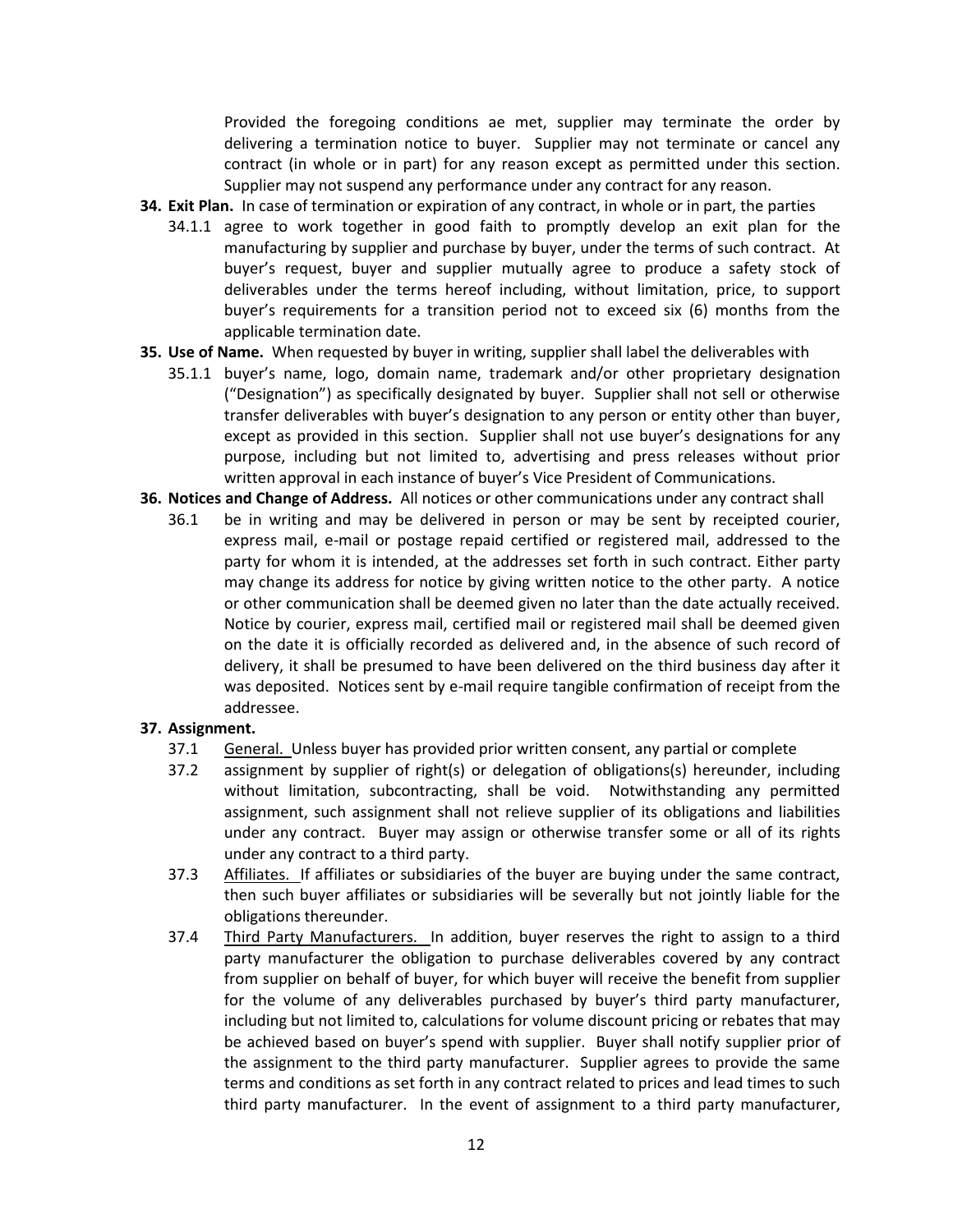Provided the foregoing conditions ae met, supplier may terminate the order by delivering a termination notice to buyer. Supplier may not terminate or cancel any contract (in whole or in part) for any reason except as permitted under this section. Supplier may not suspend any performance under any contract for any reason.

**34. Exit Plan.** In case of termination or expiration of any contract, in whole or in part, the parties

34.1.1 agree to work together in good faith to promptly develop an exit plan for the manufacturing by supplier and purchase by buyer, under the terms of such contract. At buyer's request, buyer and supplier mutually agree to produce a safety stock of deliverables under the terms hereof including, without limitation, price, to support buyer's requirements for a transition period not to exceed six (6) months from the applicable termination date.

**35. Use of Name.** When requested by buyer in writing, supplier shall label the deliverables with

35.1.1 buyer's name, logo, domain name, trademark and/or other proprietary designation ("Designation") as specifically designated by buyer. Supplier shall not sell or otherwise transfer deliverables with buyer's designation to any person or entity other than buyer, except as provided in this section. Supplier shall not use buyer's designations for any purpose, including but not limited to, advertising and press releases without prior written approval in each instance of buyer's Vice President of Communications.

**36. Notices and Change of Address.** All notices or other communications under any contract shall

36.1 be in writing and may be delivered in person or may be sent by receipted courier, express mail, e-mail or postage repaid certified or registered mail, addressed to the party for whom it is intended, at the addresses set forth in such contract. Either party may change its address for notice by giving written notice to the other party. A notice or other communication shall be deemed given no later than the date actually received. Notice by courier, express mail, certified mail or registered mail shall be deemed given on the date it is officially recorded as delivered and, in the absence of such record of delivery, it shall be presumed to have been delivered on the third business day after it was deposited. Notices sent by e-mail require tangible confirmation of receipt from the addressee.

**37. Assignment.**

37.1 General. Unless buyer has provided prior written consent, any partial or complete

37.2 assignment by supplier of right(s) or delegation of obligations(s) hereunder, including without limitation, subcontracting, shall be void. Notwithstanding any permitted assignment, such assignment shall not relieve supplier of its obligations and liabilities under any contract. Buyer may assign or otherwise transfer some or all of its rights under any contract to a third party.

37.3 Affiliates. If affiliates or subsidiaries of the buyer are buying under the same contract, then such buyer affiliates or subsidiaries will be severally but not jointly liable for the obligations thereunder.

37.4 Third Party Manufacturers. In addition, buyer reserves the right to assign to a third party manufacturer the obligation to purchase deliverables covered by any contract from supplier on behalf of buyer, for which buyer will receive the benefit from supplier for the volume of any deliverables purchased by buyer's third party manufacturer, including but not limited to, calculations for volume discount pricing or rebates that may be achieved based on buyer's spend with supplier. Buyer shall notify supplier prior of the assignment to the third party manufacturer. Supplier agrees to provide the same terms and conditions as set forth in any contract related to prices and lead times to such third party manufacturer. In the event of assignment to a third party manufacturer,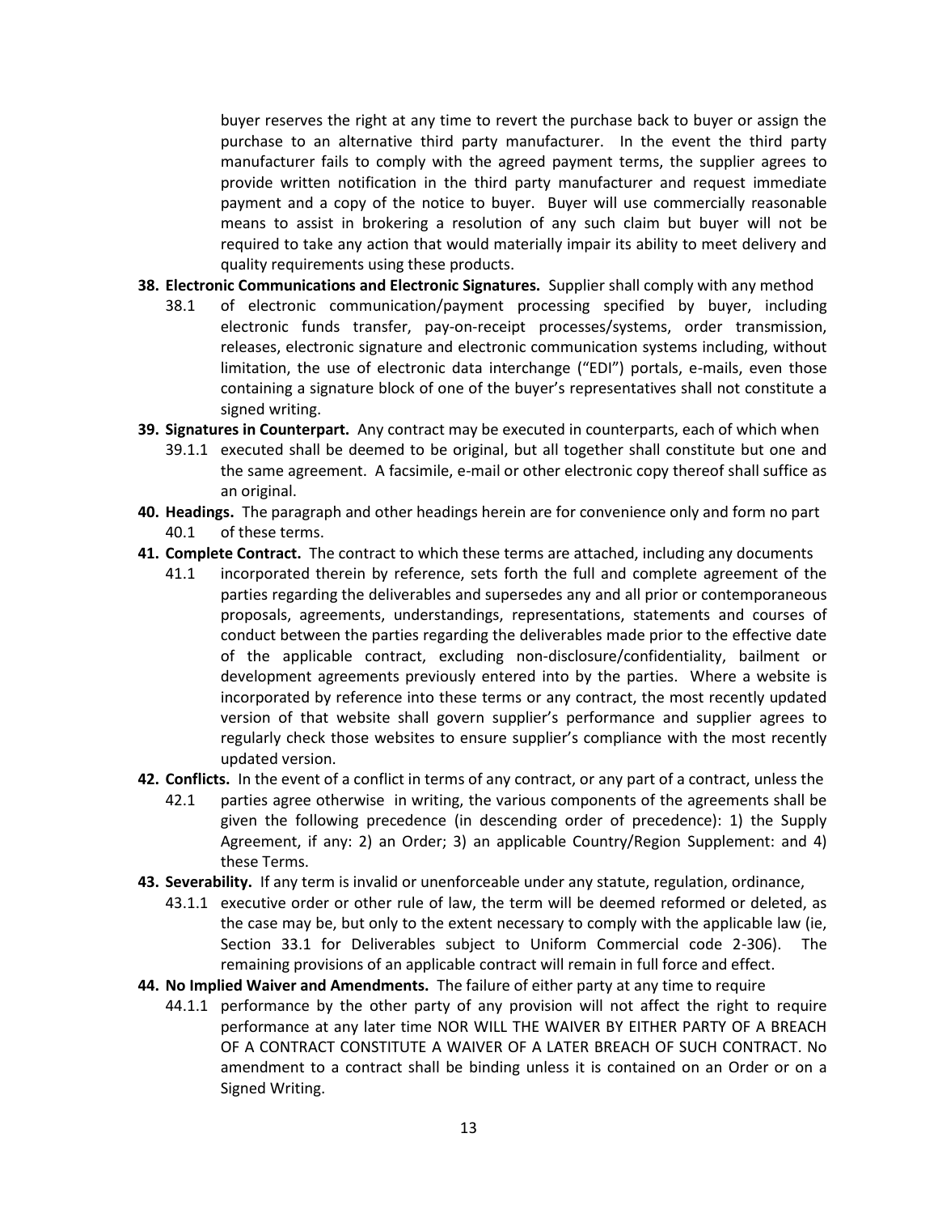buyer reserves the right at any time to revert the purchase back to buyer or assign the purchase to an alternative third party manufacturer. In the event the third party manufacturer fails to comply with the agreed payment terms, the supplier agrees to provide written notification in the third party manufacturer and request immediate payment and a copy of the notice to buyer. Buyer will use commercially reasonable means to assist in brokering a resolution of any such claim but buyer will not be required to take any action that would materially impair its ability to meet delivery and quality requirements using these products.

**38. Electronic Communications and Electronic Signatures.** Supplier shall comply with any method

38.1 of electronic communication/payment processing specified by buyer, including electronic funds transfer, pay-on-receipt processes/systems, order transmission, releases, electronic signature and electronic communication systems including, without limitation, the use of electronic data interchange ("EDI") portals, e-mails, even those containing a signature block of one of the buyer's representatives shall not constitute a signed writing.

**39. Signatures in Counterpart.** Any contract may be executed in counterparts, each of which when

39.1.1 executed shall be deemed to be original, but all together shall constitute but one and the same agreement. A facsimile, e-mail or other electronic copy thereof shall suffice as an original.

**40. Headings.** The paragraph and other headings herein are for convenience only and form no part

40.1 of these terms.

**41. Complete Contract.** The contract to which these terms are attached, including any documents

41.1 incorporated therein by reference, sets forth the full and complete agreement of the parties regarding the deliverables and supersedes any and all prior or contemporaneous proposals, agreements, understandings, representations, statements and courses of conduct between the parties regarding the deliverables made prior to the effective date of the applicable contract, excluding non-disclosure/confidentiality, bailment or development agreements previously entered into by the parties. Where a website is incorporated by reference into these terms or any contract, the most recently updated version of that website shall govern supplier's performance and supplier agrees to regularly check those websites to ensure supplier's compliance with the most recently updated version.

**42. Conflicts.** In the event of a conflict in terms of any contract, or any part of a contract, unless the

42.1 parties agree otherwise in writing, the various components of the agreements shall be given the following precedence (in descending order of precedence): 1) the Supply Agreement, if any: 2) an Order; 3) an applicable Country/Region Supplement: and 4) these Terms.

**43. Severability.** If any term is invalid or unenforceable under any statute, regulation, ordinance,

43.1.1 executive order or other rule of law, the term will be deemed reformed or deleted, as the case may be, but only to the extent necessary to comply with the applicable law (ie, Section 33.1 for Deliverables subject to Uniform Commercial code 2-306). The remaining provisions of an applicable contract will remain in full force and effect.

**44. No Implied Waiver and Amendments.** The failure of either party at any time to require

44.1.1 performance by the other party of any provision will not affect the right to require performance at any later time NOR WILL THE WAIVER BY EITHER PARTY OF A BREACH OF A CONTRACT CONSTITUTE A WAIVER OF A LATER BREACH OF SUCH CONTRACT. No amendment to a contract shall be binding unless it is contained on an Order or on a Signed Writing.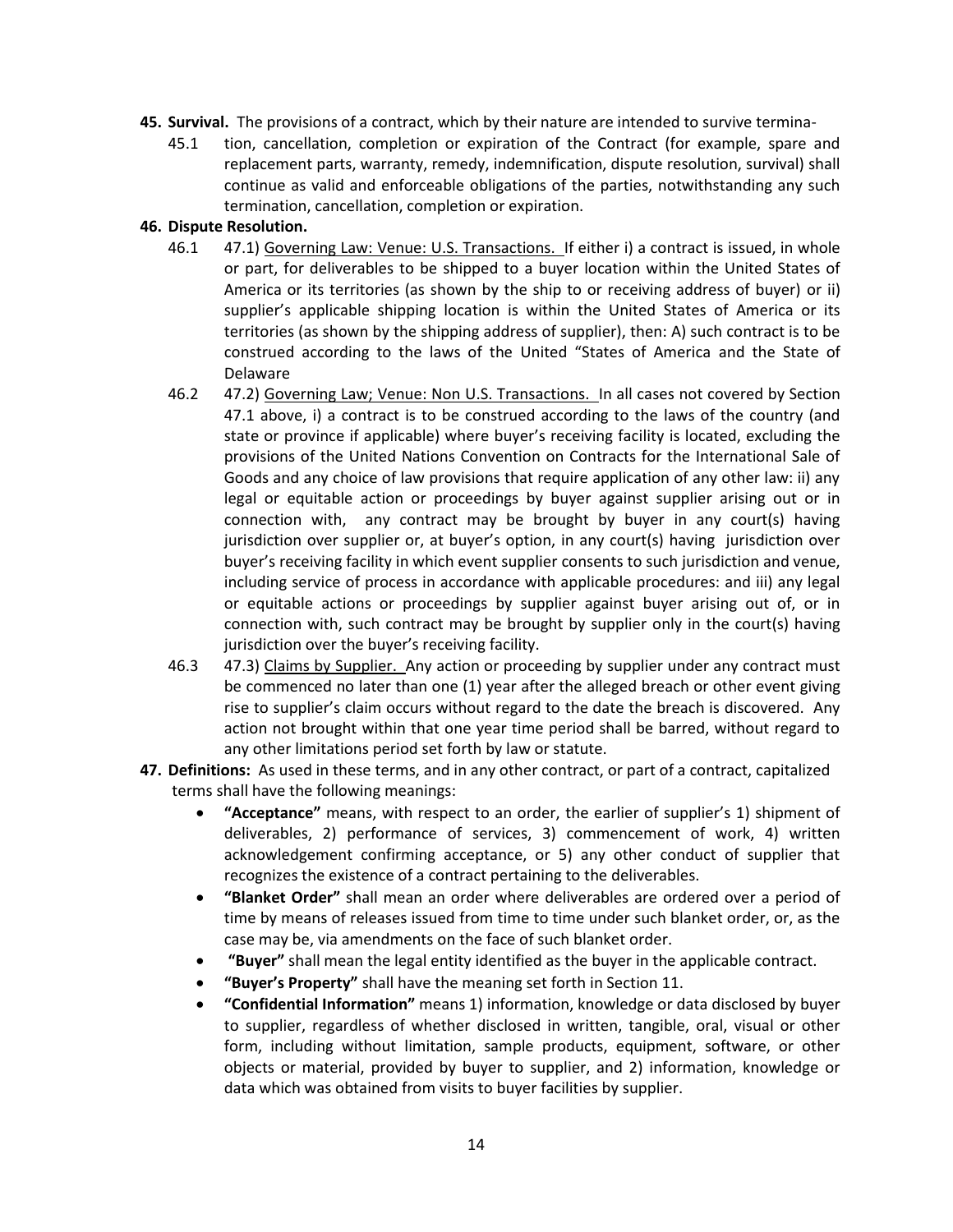**45. Survival.** The provisions of a contract, which by their nature are intended to survive termina-

45.1 tion, cancellation, completion or expiration of the Contract (for example, spare and replacement parts, warranty, remedy, indemnification, dispute resolution, survival) shall continue as valid and enforceable obligations of the parties, notwithstanding any such termination, cancellation, completion or expiration.

**46. Dispute Resolution.**

46.1 47.1) Governing Law: Venue: U.S. Transactions. If either i) a contract is issued, in whole or part, for deliverables to be shipped to a buyer location within the United States of America or its territories (as shown by the ship to or receiving address of buyer) or ii) supplier's applicable shipping location is within the United States of America or its territories (as shown by the shipping address of supplier), then: A) such contract is to be construed according to the laws of the United "States of America and the State of Delaware

46.2 47.2) Governing Law; Venue: Non U.S. Transactions. In all cases not covered by Section 47.1 above, i) a contract is to be construed according to the laws of the country (and state or province if applicable) where buyer's receiving facility is located, excluding the provisions of the United Nations Convention on Contracts for the International Sale of Goods and any choice of law provisions that require application of any other law: ii) any legal or equitable action or proceedings by buyer against supplier arising out or in connection with, any contract may be brought by buyer in any court(s) having jurisdiction over supplier or, at buyer's option, in any court(s) having jurisdiction over buyer's receiving facility in which event supplier consents to such jurisdiction and venue, including service of process in accordance with applicable procedures: and iii) any legal or equitable actions or proceedings by supplier against buyer arising out of, or in connection with, such contract may be brought by supplier only in the court(s) having jurisdiction over the buyer's receiving facility.

46.3 47.3) Claims by Supplier. Any action or proceeding by supplier under any contract must be commenced no later than one (1) year after the alleged breach or other event giving rise to supplier's claim occurs without regard to the date the breach is discovered. Any action not brought within that one year time period shall be barred, without regard to any other limitations period set forth by law or statute.

**47. Definitions:** As used in these terms, and in any other contract, or part of a contract, capitalized terms shall have the following meanings:

- **"Acceptance"** means, with respect to an order, the earlier of supplier's 1) shipment of deliverables, 2) performance of services, 3) commencement of work, 4) written acknowledgement confirming acceptance, or 5) any other conduct of supplier that recognizes the existence of a contract pertaining to the deliverables.
- **"Blanket Order"** shall mean an order where deliverables are ordered over a period of time by means of releases issued from time to time under such blanket order, or, as the case may be, via amendments on the face of such blanket order.
- **"Buyer"** shall mean the legal entity identified as the buyer in the applicable contract.
- **"Buyer's Property"** shall have the meaning set forth in Section 11.
- **"Confidential Information"** means 1) information, knowledge or data disclosed by buyer to supplier, regardless of whether disclosed in written, tangible, oral, visual or other form, including without limitation, sample products, equipment, software, or other objects or material, provided by buyer to supplier, and 2) information, knowledge or data which was obtained from visits to buyer facilities by supplier.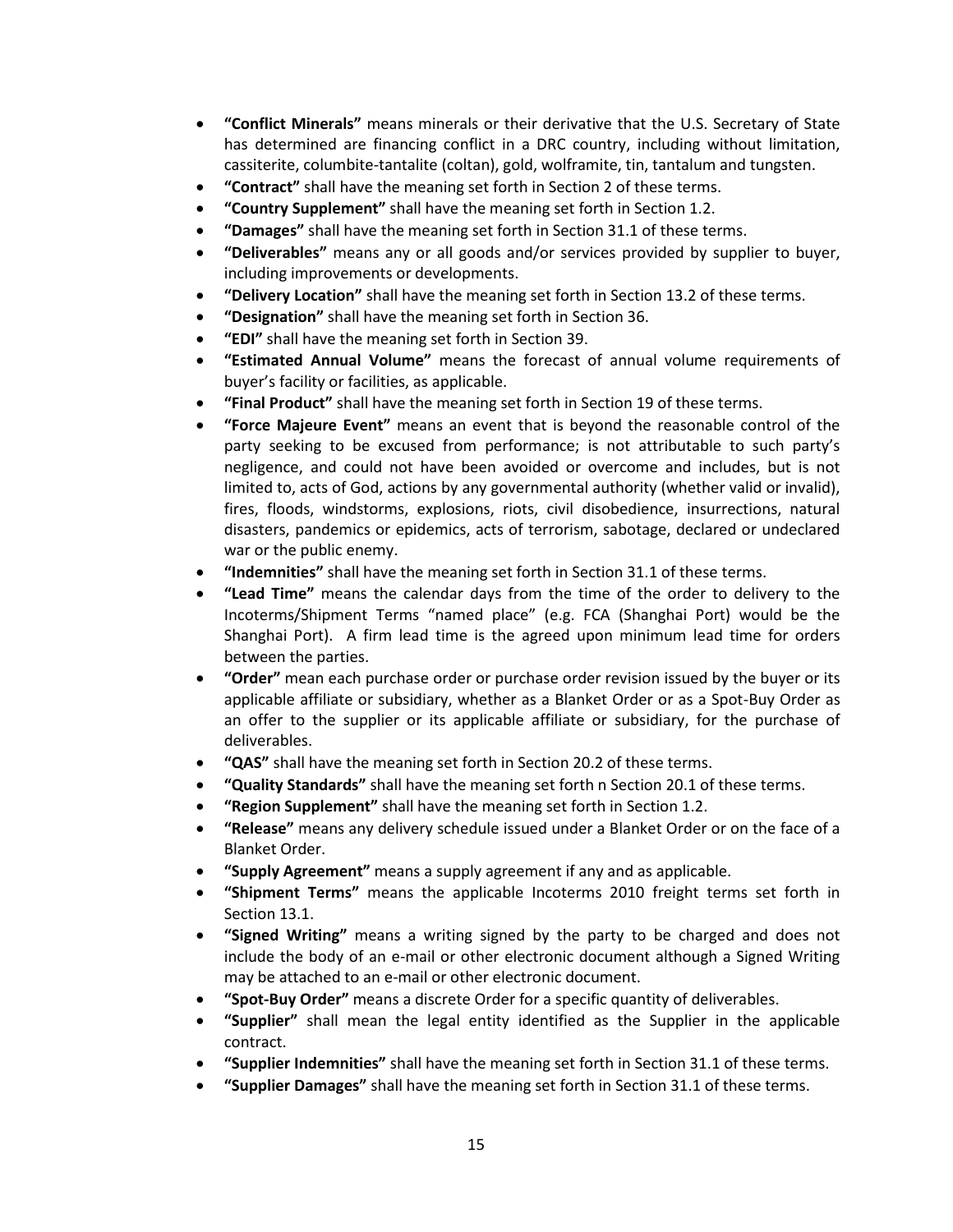- **"Conflict Minerals"** means minerals or their derivative that the U.S. Secretary of State has determined are financing conflict in a DRC country, including without limitation, cassiterite, columbite-tantalite (coltan), gold, wolframite, tin, tantalum and tungsten.
- **"Contract"** shall have the meaning set forth in Section 2 of these terms.
- **"Country Supplement"** shall have the meaning set forth in Section 1.2.
- **"Damages"** shall have the meaning set forth in Section 31.1 of these terms.
- **"Deliverables"** means any or all goods and/or services provided by supplier to buyer, including improvements or developments.
- **"Delivery Location"** shall have the meaning set forth in Section 13.2 of these terms.
- **"Designation"** shall have the meaning set forth in Section 36.
- **"EDI"** shall have the meaning set forth in Section 39.
- **"Estimated Annual Volume"** means the forecast of annual volume requirements of buyer's facility or facilities, as applicable.
- **"Final Product"** shall have the meaning set forth in Section 19 of these terms.
- **"Force Majeure Event"** means an event that is beyond the reasonable control of the party seeking to be excused from performance; is not attributable to such party's negligence, and could not have been avoided or overcome and includes, but is not limited to, acts of God, actions by any governmental authority (whether valid or invalid), fires, floods, windstorms, explosions, riots, civil disobedience, insurrections, natural disasters, pandemics or epidemics, acts of terrorism, sabotage, declared or undeclared war or the public enemy.
- **"Indemnities"** shall have the meaning set forth in Section 31.1 of these terms.
- **"Lead Time"** means the calendar days from the time of the order to delivery to the Incoterms/Shipment Terms "named place" (e.g. FCA (Shanghai Port) would be the Shanghai Port). A firm lead time is the agreed upon minimum lead time for orders between the parties.
- **"Order"** mean each purchase order or purchase order revision issued by the buyer or its applicable affiliate or subsidiary, whether as a Blanket Order or as a Spot-Buy Order as an offer to the supplier or its applicable affiliate or subsidiary, for the purchase of deliverables.
- **"QAS"** shall have the meaning set forth in Section 20.2 of these terms.
- **"Quality Standards"** shall have the meaning set forth n Section 20.1 of these terms.
- **"Region Supplement"** shall have the meaning set forth in Section 1.2.
- **"Release"** means any delivery schedule issued under a Blanket Order or on the face of a Blanket Order.
- **"Supply Agreement"** means a supply agreement if any and as applicable.
- **"Shipment Terms"** means the applicable Incoterms 2010 freight terms set forth in Section 13.1.
- **"Signed Writing"** means a writing signed by the party to be charged and does not include the body of an e-mail or other electronic document although a Signed Writing may be attached to an e-mail or other electronic document.
- **"Spot-Buy Order"** means a discrete Order for a specific quantity of deliverables.
- **"Supplier"** shall mean the legal entity identified as the Supplier in the applicable contract.
- **"Supplier Indemnities"** shall have the meaning set forth in Section 31.1 of these terms.
- **"Supplier Damages"** shall have the meaning set forth in Section 31.1 of these terms.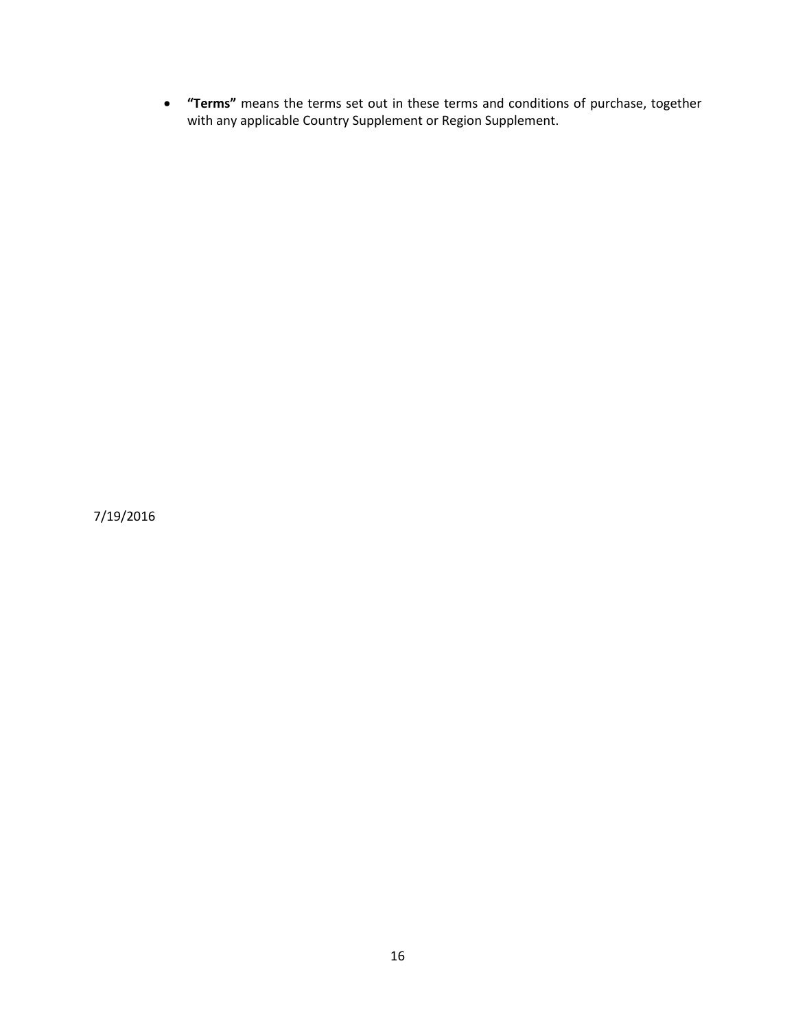- **"Terms"** means the terms set out in these terms and conditions of purchase, together with any applicable Country Supplement or Region Supplement.

7/19/2016